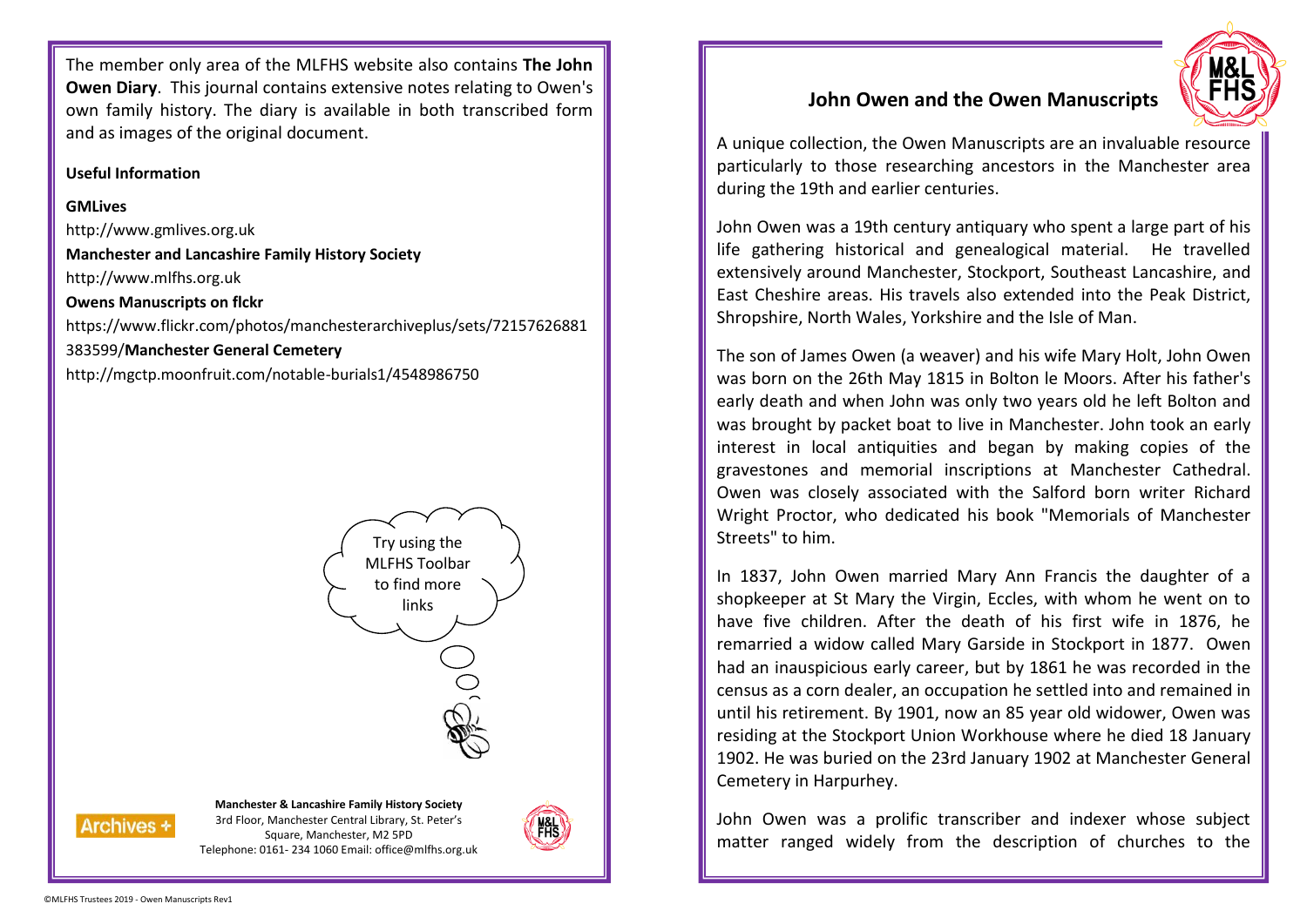# John Owen and the Owen Manuscripts

A unique collection, the Owen Manuscripts are an invaluable resource particularly to those researching ancestors in the Manchester area during the 19th and earlier centuries.

John Owen was a 19th century antiquary who spent a large part of his life gathering historical and genealogical material. He travelled extensively around Manchester, Stockport, Southeast Lancashire, and East Cheshire areas. His travels also extended into the Peak District, Shropshire, North Wales, Yorkshire and the Isle of Man.

The son of James Owen (a weaver) and his wife Mary Holt, John Owen was born on the 26th May 1815 in Bolton le Moors. After his father's early death and when John was only two years old he left Bolton and was brought by packet boat to live in Manchester. John took an early interest in local antiquities and began by making copies of the gravestones and memorial inscriptions at Manchester Cathedral. Owen was closely associated with the Salford born writer Richard Wright Proctor, who dedicated his book "Memorials of Manchester Streets" to him.

In 1837, John Owen married Mary Ann Francis the daughter of a shopkeeper at St Mary the Virgin, Eccles, with whom he went on to have five children. After the death of his first wife in 1876, he remarried a widow called Mary Garside in Stockport in 1877. Owen had an inauspicious early career, but by 1861 he was recorded in the census as a corn dealer, an occupation he settled into and remained in until his retirement. By 1901, now an 85 year old widower, Owen was residing at the Stockport Union Workhouse where he died 18 January 1902. He was buried on the 23rd January 1902 at Manchester General Cemetery in Harpurhey.

John Owen was a prolific transcriber and indexer whose subject matter ranged widely from the description of churches to the

The member only area of the MLFHS website also contains **The John Owen Diary**. This journal contains extensive notes relating to Owen's own family history. The diary is available in both transcribed form and as images of the original document.

**Useful Information**

**GMLives**
http://www.gmlives.org.uk

**Manchester and Lancashire Family History Society**
http://www.mlfhs.org.uk

**Owens Manuscripts on flckr**
https://www.flickr.com/photos/manchesterarchiveplus/sets/72157626881383599/

**Manchester General Cemetery**
http://mgctp.moonfruit.com/notable-burials1/4548986750

Try using the MLFHS Toolbar to find more links

**Manchester & Lancashire Family History Society**
3rd Floor, Manchester Central Library, St. Peter's Square, Manchester, M2 5PD
Telephone: 0161- 234 1060 Email: office@mlfhs.org.uk

©MLFHS Trustees 2019 - Owen Manuscripts Rev1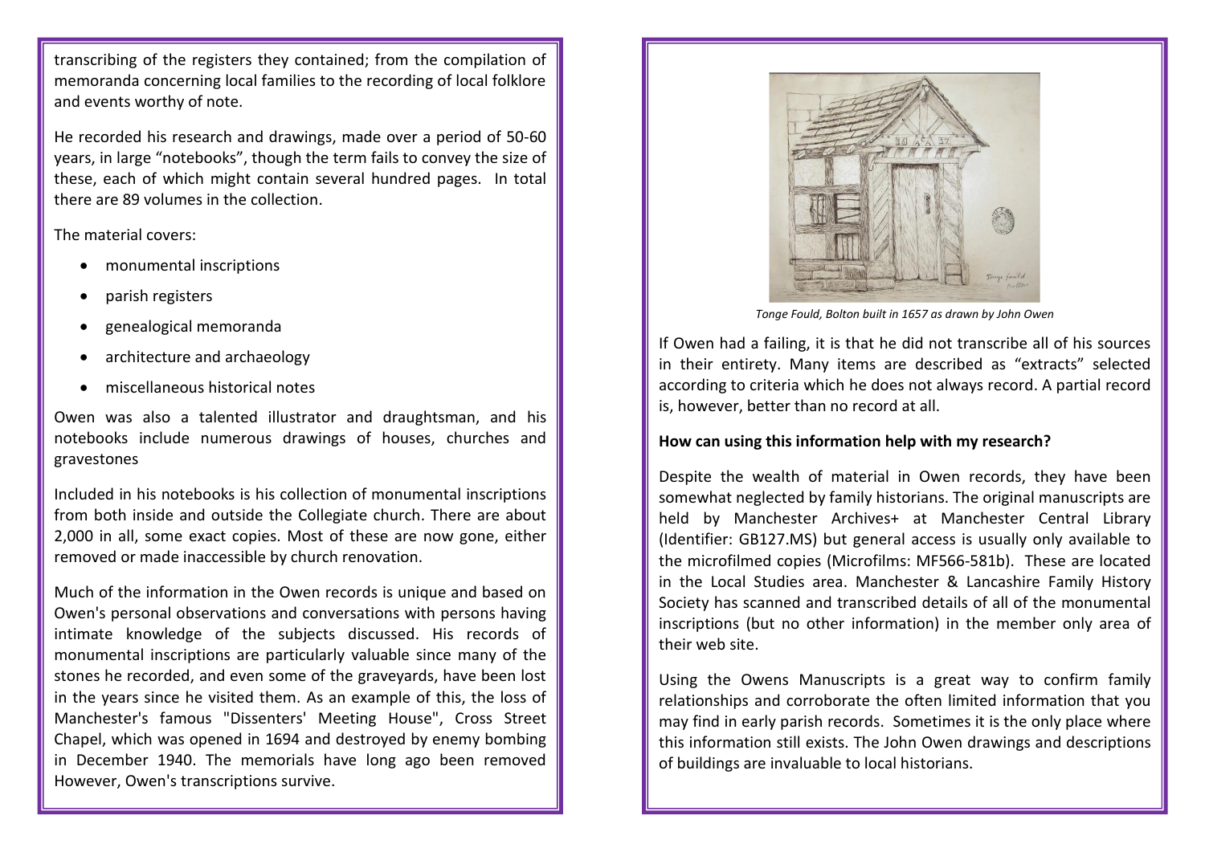transcribing of the registers they contained; from the compilation of memoranda concerning local families to the recording of local folklore and events worthy of note.

He recorded his research and drawings, made over a period of 50-60 years, in large "notebooks", though the term fails to convey the size of these, each of which might contain several hundred pages. In total there are 89 volumes in the collection.

The material covers:

- monumental inscriptions
- parish registers
- genealogical memoranda
- architecture and archaeology
- miscellaneous historical notes

Owen was also a talented illustrator and draughtsman, and his notebooks include numerous drawings of houses, churches and gravestones

Included in his notebooks is his collection of monumental inscriptions from both inside and outside the Collegiate church. There are about 2,000 in all, some exact copies. Most of these are now gone, either removed or made inaccessible by church renovation.

Much of the information in the Owen records is unique and based on Owen's personal observations and conversations with persons having intimate knowledge of the subjects discussed. His records of monumental inscriptions are particularly valuable since many of the stones he recorded, and even some of the graveyards, have been lost in the years since he visited them. As an example of this, the loss of Manchester's famous "Dissenters' Meeting House", Cross Street Chapel, which was opened in 1694 and destroyed by enemy bombing in December 1940. The memorials have long ago been removed However, Owen's transcriptions survive.

*Tonge Fould, Bolton built in 1657 as drawn by John Owen*

If Owen had a failing, it is that he did not transcribe all of his sources in their entirety. Many items are described as "extracts" selected according to criteria which he does not always record. A partial record is, however, better than no record at all.

**How can using this information help with my research?**

Despite the wealth of material in Owen records, they have been somewhat neglected by family historians. The original manuscripts are held by Manchester Archives+ at Manchester Central Library (Identifier: GB127.MS) but general access is usually only available to the microfilmed copies (Microfilms: MF566-581b). These are located in the Local Studies area. Manchester & Lancashire Family History Society has scanned and transcribed details of all of the monumental inscriptions (but no other information) in the member only area of their web site.

Using the Owens Manuscripts is a great way to confirm family relationships and corroborate the often limited information that you may find in early parish records. Sometimes it is the only place where this information still exists. The John Owen drawings and descriptions of buildings are invaluable to local historians.